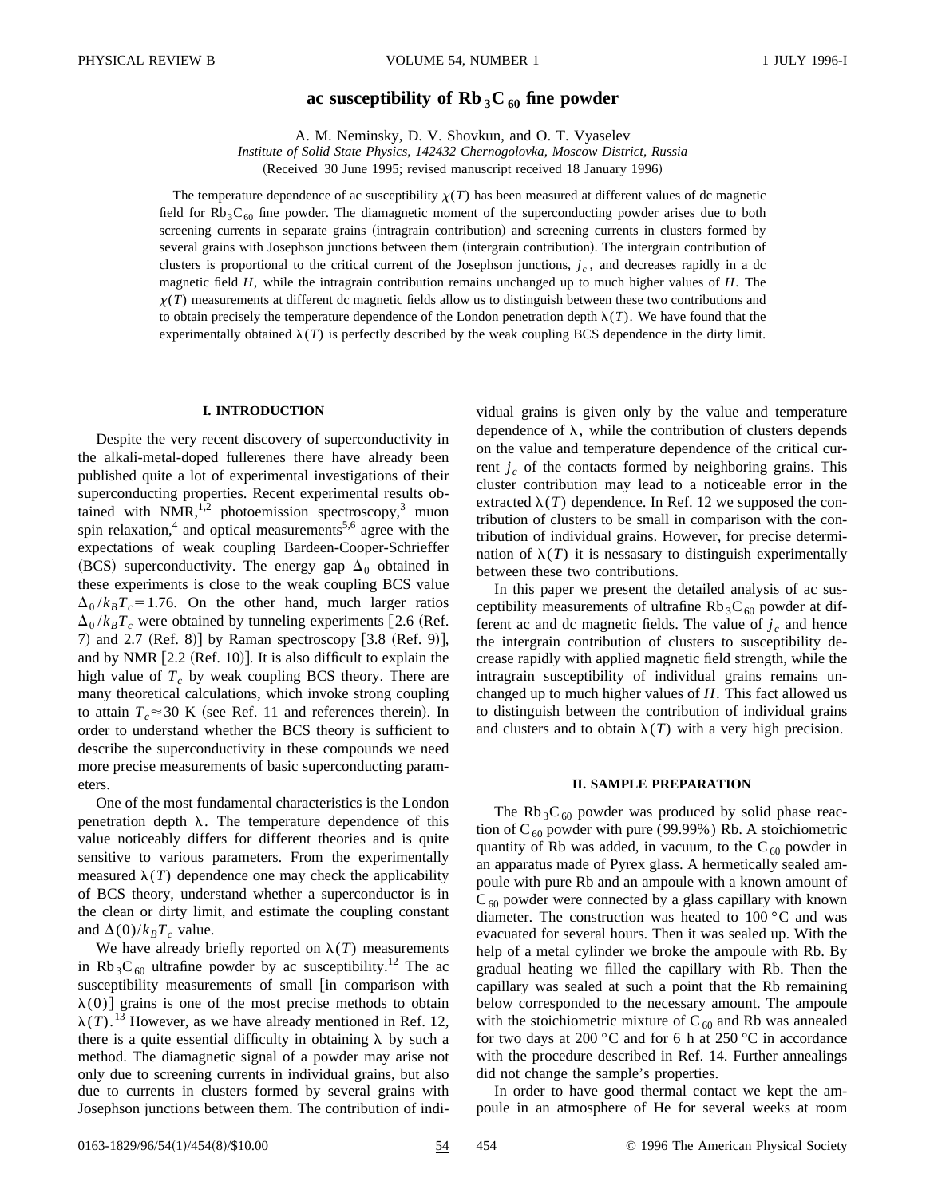# ac susceptibility of $Rb_3C_{60}$ fine powder

A. M. Neminsky, D. V. Shovkun, and O. T. Vyaselev

*Institute of Solid State Physics, 142432 Chernogolovka, Moscow District, Russia*

(Received 30 June 1995; revised manuscript received 18 January 1996)

The temperature dependence of ac susceptibility $\chi(T)$ has been measured at different values of dc magnetic field for $Rb_3C_{60}$ fine powder. The diamagnetic moment of the superconducting powder arises due to both screening currents in separate grains (intragrain contribution) and screening currents in clusters formed by several grains with Josephson junctions between them (intergrain contribution). The intergrain contribution of clusters is proportional to the critical current of the Josephson junctions, $j_c$, and decreases rapidly in a dc magnetic field $H$, while the intragrain contribution remains unchanged up to much higher values of $H$. The $\chi(T)$ measurements at different dc magnetic fields allow us to distinguish between these two contributions and to obtain precisely the temperature dependence of the London penetration depth $\lambda(T)$. We have found that the experimentally obtained $\lambda(T)$ is perfectly described by the weak coupling BCS dependence in the dirty limit.

## I. INTRODUCTION

Despite the very recent discovery of superconductivity in the alkali-metal-doped fullerenes there have already been published quite a lot of experimental investigations of their superconducting properties. Recent experimental results obtained with NMR,[1,2] photoemission spectroscopy,[3] muon spin relaxation,[4] and optical measurements[5,6] agree with the expectations of weak coupling Bardeen-Cooper-Schrieffer (BCS) superconductivity. The energy gap $\Delta_0$ obtained in these experiments is close to the weak coupling BCS value $\Delta_0/k_BT_c=1.76$. On the other hand, much larger ratios $\Delta_0/k_BT_c$ were obtained by tunneling experiments [2.6 (Ref. 7) and 2.7 (Ref. 8)] by Raman spectroscopy [3.8 (Ref. 9)], and by NMR [2.2 (Ref. 10)]. It is also difficult to explain the high value of $T_c$ by weak coupling BCS theory. There are many theoretical calculations, which invoke strong coupling to attain $T_c \approx 30$ K (see Ref. 11 and references therein). In order to understand whether the BCS theory is sufficient to describe the superconductivity in these compounds we need more precise measurements of basic superconducting parameters.

One of the most fundamental characteristics is the London penetration depth $\lambda$. The temperature dependence of this value noticeably differs for different theories and is quite sensitive to various parameters. From the experimentally measured $\lambda(T)$ dependence one may check the applicability of BCS theory, understand whether a superconductor is in the clean or dirty limit, and estimate the coupling constant and $\Delta(0)/k_BT_c$ value.

We have already briefly reported on $\lambda(T)$ measurements in $Rb_3C_{60}$ ultrafine powder by ac susceptibility.[12] The ac susceptibility measurements of small [in comparison with $\lambda(0)$] grains is one of the most precise methods to obtain $\lambda(T)$.[13] However, as we have already mentioned in Ref. 12, there is a quite essential difficulty in obtaining $\lambda$ by such a method. The diamagnetic signal of a powder may arise not only due to screening currents in individual grains, but also due to currents in clusters formed by several grains with Josephson junctions between them. The contribution of individual grains is given only by the value and temperature dependence of $\lambda$, while the contribution of clusters depends on the value and temperature dependence of the critical current $j_c$ of the contacts formed by neighboring grains. This cluster contribution may lead to a noticeable error in the extracted $\lambda(T)$ dependence. In Ref. 12 we supposed the contribution of clusters to be small in comparison with the contribution of individual grains. However, for precise determination of $\lambda(T)$ it is nessasary to distinguish experimentally between these two contributions.

In this paper we present the detailed analysis of ac susceptibility measurements of ultrafine $Rb_3C_{60}$ powder at different ac and dc magnetic fields. The value of $j_c$ and hence the intergrain contribution of clusters to susceptibility decrease rapidly with applied magnetic field strength, while the intragrain susceptibility of individual grains remains unchanged up to much higher values of $H$. This fact allowed us to distinguish between the contribution of individual grains and clusters and to obtain $\lambda(T)$ with a very high precision.

## II. SAMPLE PREPARATION

The $Rb_3C_{60}$ powder was produced by solid phase reaction of $C_{60}$ powder with pure (99.99%) Rb. A stoichiometric quantity of Rb was added, in vacuum, to the $C_{60}$ powder in an apparatus made of Pyrex glass. A hermetically sealed ampoule with pure Rb and an ampoule with a known amount of $C_{60}$ powder were connected by a glass capillary with known diameter. The construction was heated to 100 °C and was evacuated for several hours. Then it was sealed up. With the help of a metal cylinder we broke the ampoule with Rb. By gradual heating we filled the capillary with Rb. Then the capillary was sealed at such a point that the Rb remaining below corresponded to the necessary amount. The ampoule with the stoichiometric mixture of $C_{60}$ and Rb was annealed for two days at 200 °C and for 6 h at 250 °C in accordance with the procedure described in Ref. 14. Further annealings did not change the sample's properties.

In order to have good thermal contact we kept the ampoule in an atmosphere of He for several weeks at room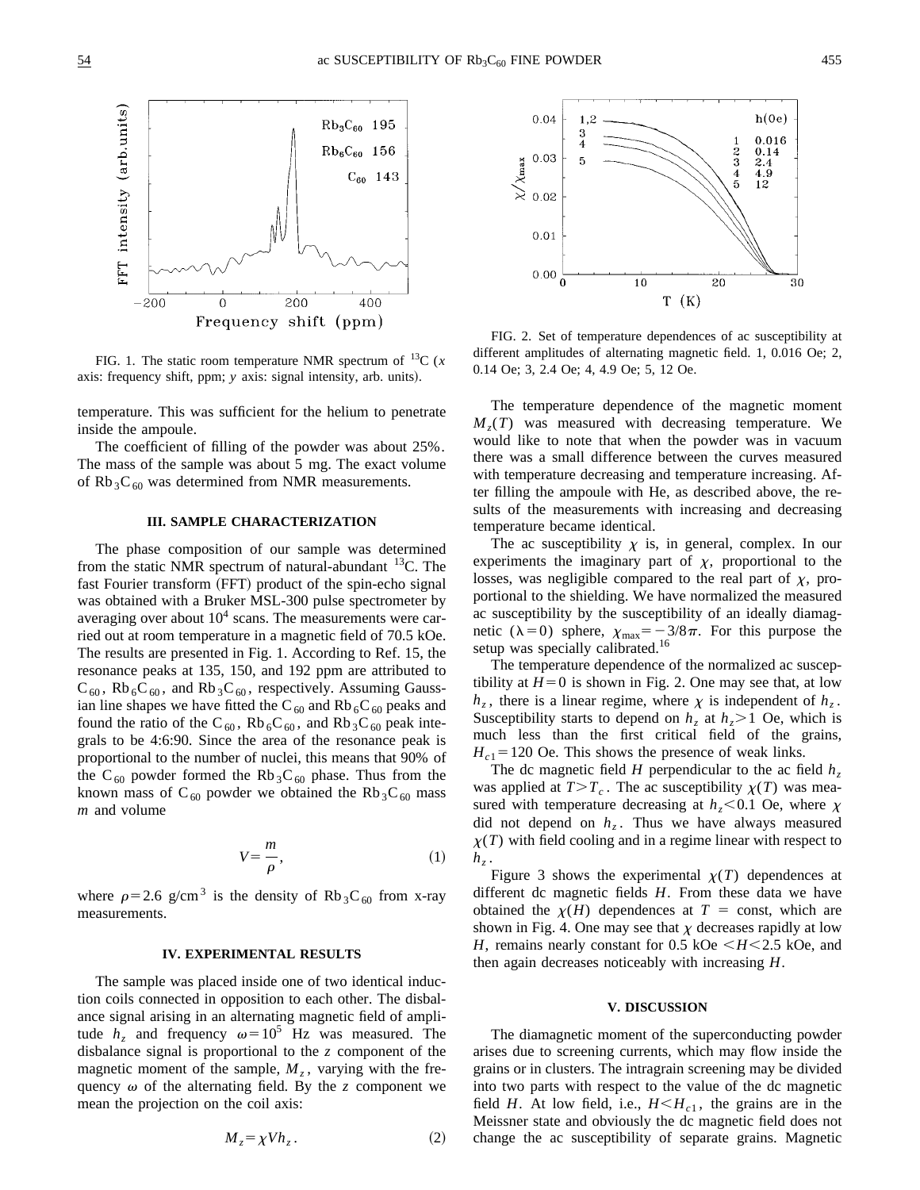FIG. 1. The static room temperature NMR spectrum of $^{13}$C ($x$ axis: frequency shift, ppm; $y$ axis: signal intensity, arb. units).

temperature. This was sufficient for the helium to penetrate inside the ampoule.

The coefficient of filling of the powder was about 25%. The mass of the sample was about 5 mg. The exact volume of $Rb_3C_{60}$ was determined from NMR measurements.

### III. SAMPLE CHARACTERIZATION

The phase composition of our sample was determined from the static NMR spectrum of natural-abundant $^{13}$C. The fast Fourier transform (FFT) product of the spin-echo signal was obtained with a Bruker MSL-300 pulse spectrometer by averaging over about $10^4$ scans. The measurements were carried out at room temperature in a magnetic field of 70.5 kOe. The results are presented in Fig. 1. According to Ref. 15, the resonance peaks at 135, 150, and 192 ppm are attributed to $C_{60}$, $Rb_6C_{60}$, and $Rb_3C_{60}$, respectively. Assuming Gaussian line shapes we have fitted the $C_{60}$ and $Rb_6C_{60}$ peaks and found the ratio of the $C_{60}$, $Rb_6C_{60}$, and $Rb_3C_{60}$ peak integrals to be 4:6:90. Since the area of the resonance peak is proportional to the number of nuclei, this means that 90% of the $C_{60}$ powder formed the $Rb_3C_{60}$ phase. Thus from the known mass of $C_{60}$ powder we obtained the $Rb_3C_{60}$ mass $m$ and volume

$$V = \frac{m}{\rho}, \tag{1}$$

where $\rho = 2.6$ g/cm$^3$ is the density of $Rb_3C_{60}$ from x-ray measurements.

### IV. EXPERIMENTAL RESULTS

The sample was placed inside one of two identical induction coils connected in opposition to each other. The disbalance signal arising in an alternating magnetic field of amplitude $h_z$ and frequency $\omega = 10^5$ Hz was measured. The disbalance signal is proportional to the $z$ component of the magnetic moment of the sample, $M_z$, varying with the frequency $\omega$ of the alternating field. By the $z$ component we mean the projection on the coil axis:

$$M_z = \chi V h_z. \tag{2}$$

FIG. 2. Set of temperature dependences of ac susceptibility at different amplitudes of alternating magnetic field. 1, 0.016 Oe; 2, 0.14 Oe; 3, 2.4 Oe; 4, 4.9 Oe; 5, 12 Oe.

The temperature dependence of the magnetic moment $M_z(T)$ was measured with decreasing temperature. We would like to note that when the powder was in vacuum there was a small difference between the curves measured with temperature decreasing and temperature increasing. After filling the ampoule with He, as described above, the results of the measurements with increasing and decreasing temperature became identical.

The ac susceptibility $\chi$ is, in general, complex. In our experiments the imaginary part of $\chi$, proportional to the losses, was negligible compared to the real part of $\chi$, proportional to the shielding. We have normalized the measured ac susceptibility by the susceptibility of an ideally diamagnetic ($\lambda = 0$) sphere, $\chi_{max} = -3/8\pi$. For this purpose the setup was specially calibrated.[16]

The temperature dependence of the normalized ac susceptibility at $H = 0$ is shown in Fig. 2. One may see that, at low $h_z$, there is a linear regime, where $\chi$ is independent of $h_z$. Susceptibility starts to depend on $h_z$ at $h_z > 1$ Oe, which is much less than the first critical field of the grains, $H_{c1} = 120$ Oe. This shows the presence of weak links.

The dc magnetic field $H$ perpendicular to the ac field $h_z$ was applied at $T > T_c$. The ac susceptibility $\chi(T)$ was measured with temperature decreasing at $h_z < 0.1$ Oe, where $\chi$ did not depend on $h_z$. Thus we have always measured $\chi(T)$ with field cooling and in a regime linear with respect to $h_z$.

Figure 3 shows the experimental $\chi(T)$ dependences at different dc magnetic fields $H$. From these data we have obtained the $\chi(H)$ dependences at $T$ = const, which are shown in Fig. 4. One may see that $\chi$ decreases rapidly at low $H$, remains nearly constant for 0.5 kOe $< H <$ 2.5 kOe, and then again decreases noticeably with increasing $H$.

### V. DISCUSSION

The diamagnetic moment of the superconducting powder arises due to screening currents, which may flow inside the grains or in clusters. The intragrain screening may be divided into two parts with respect to the value of the dc magnetic field $H$. At low field, i.e., $H < H_{c1}$, the grains are in the Meissner state and obviously the dc magnetic field does not change the ac susceptibility of separate grains. Magnetic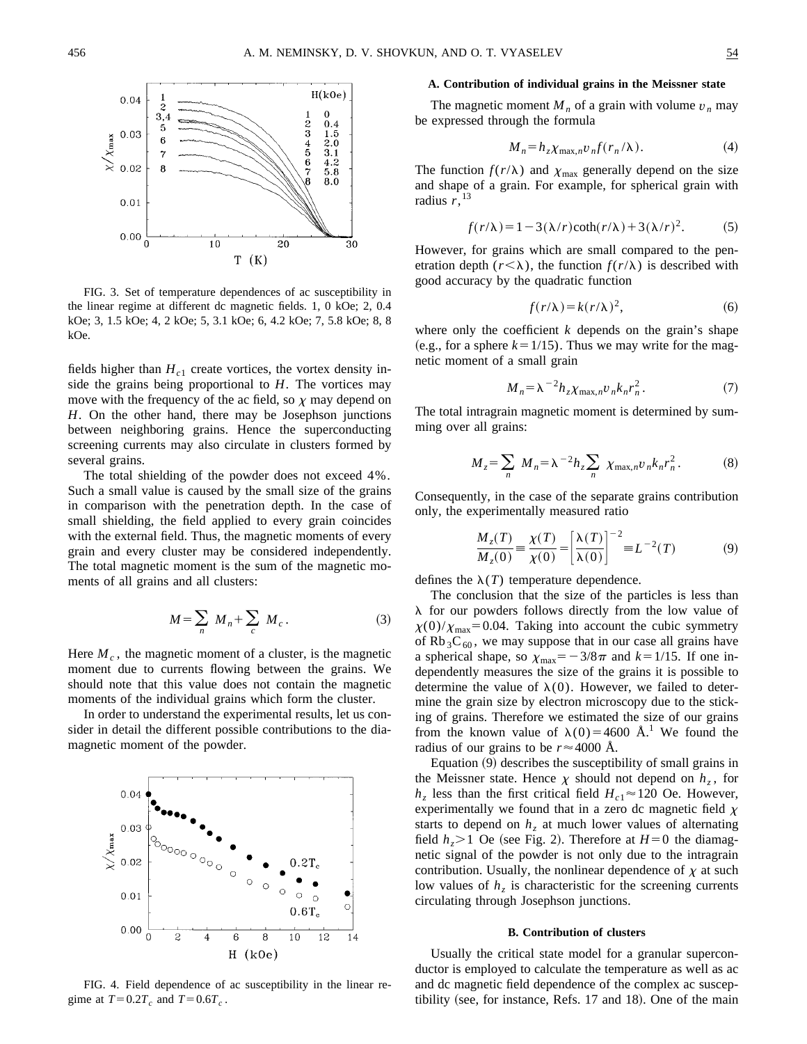FIG. 3. Set of temperature dependences of ac susceptibility in the linear regime at different dc magnetic fields. 1, 0 kOe; 2, 0.4 kOe; 3, 1.5 kOe; 4, 2 kOe; 5, 3.1 kOe; 6, 4.2 kOe; 7, 5.8 kOe; 8, 8 kOe.

fields higher than $H_{c1}$ create vortices, the vortex density inside the grains being proportional to $H$. The vortices may move with the frequency of the ac field, so $\chi$ may depend on $H$. On the other hand, there may be Josephson junctions between neighboring grains. Hence the superconducting screening currents may also circulate in clusters formed by several grains.

The total shielding of the powder does not exceed 4%. Such a small value is caused by the small size of the grains in comparison with the penetration depth. In the case of small shielding, the field applied to every grain coincides with the external field. Thus, the magnetic moments of every grain and every cluster may be considered independently. The total magnetic moment is the sum of the magnetic moments of all grains and all clusters:

$$M = \sum_n M_n + \sum_c M_c . \tag{3}$$

Here $M_c$, the magnetic moment of a cluster, is the magnetic moment due to currents flowing between the grains. We should note that this value does not contain the magnetic moments of the individual grains which form the cluster.

In order to understand the experimental results, let us consider in detail the different possible contributions to the diamagnetic moment of the powder.

FIG. 4. Field dependence of ac susceptibility in the linear regime at $T=0.2T_c$ and $T=0.6T_c$.

### A. Contribution of individual grains in the Meissner state

The magnetic moment $M_n$ of a grain with volume $v_n$ may be expressed through the formula

$$M_n = h_z \chi_{\max,n} v_n f(r_n/\lambda). \tag{4}$$

The function $f(r/\lambda)$ and $\chi_{\max}$ generally depend on the size and shape of a grain. For example, for spherical grain with radius $r$,[13]

$$f(r/\lambda) = 1 - 3(\lambda/r)\coth(r/\lambda) + 3(\lambda/r)^2. \tag{5}$$

However, for grains which are small compared to the penetration depth ($r<\lambda$), the function $f(r/\lambda)$ is described with good accuracy by the quadratic function

$$f(r/\lambda) = k(r/\lambda)^2, \tag{6}$$

where only the coefficient $k$ depends on the grain's shape (e.g., for a sphere $k=1/15$). Thus we may write for the magnetic moment of a small grain

$$M_n = \lambda^{-2} h_z \chi_{\max,n} v_n k_n r_n^2 . \tag{7}$$

The total intragrain magnetic moment is determined by summing over all grains:

$$M_z = \sum_n M_n = \lambda^{-2} h_z \sum_n \chi_{\max,n} v_n k_n r_n^2 . \tag{8}$$

Consequently, in the case of the separate grains contribution only, the experimentally measured ratio

$$\frac{M_z(T)}{M_z(0)} \equiv \frac{\chi(T)}{\chi(0)} = \left[\frac{\lambda(T)}{\lambda(0)}\right]^{-2} \equiv L^{-2}(T) \tag{9}$$

defines the $\lambda(T)$ temperature dependence.

The conclusion that the size of the particles is less than $\lambda$ for our powders follows directly from the low value of $\chi(0)/\chi_{\max}=0.04$. Taking into account the cubic symmetry of $Rb_3C_{60}$, we may suppose that in our case all grains have a spherical shape, so $\chi_{\max}=-3/8\pi$ and $k=1/15$. If one independently measures the size of the grains it is possible to determine the value of $\lambda(0)$. However, we failed to determine the grain size by electron microscopy due to the sticking of grains. Therefore we estimated the size of our grains from the known value of $\lambda(0)=4600$ Å.[1] We found the radius of our grains to be $r\approx 4000$ Å.

Equation (9) describes the susceptibility of small grains in the Meissner state. Hence $\chi$ should not depend on $h_z$, for $h_z$ less than the first critical field $H_{c1}\approx 120$ Oe. However, experimentally we found that in a zero dc magnetic field $\chi$ starts to depend on $h_z$ at much lower values of alternating field $h_z>1$ Oe (see Fig. 2). Therefore at $H=0$ the diamagnetic signal of the powder is not only due to the intragrain contribution. Usually, the nonlinear dependence of $\chi$ at such low values of $h_z$ is characteristic for the screening currents circulating through Josephson junctions.

### B. Contribution of clusters

Usually the critical state model for a granular superconductor is employed to calculate the temperature as well as ac and dc magnetic field dependence of the complex ac susceptibility (see, for instance, Refs. 17 and 18). One of the main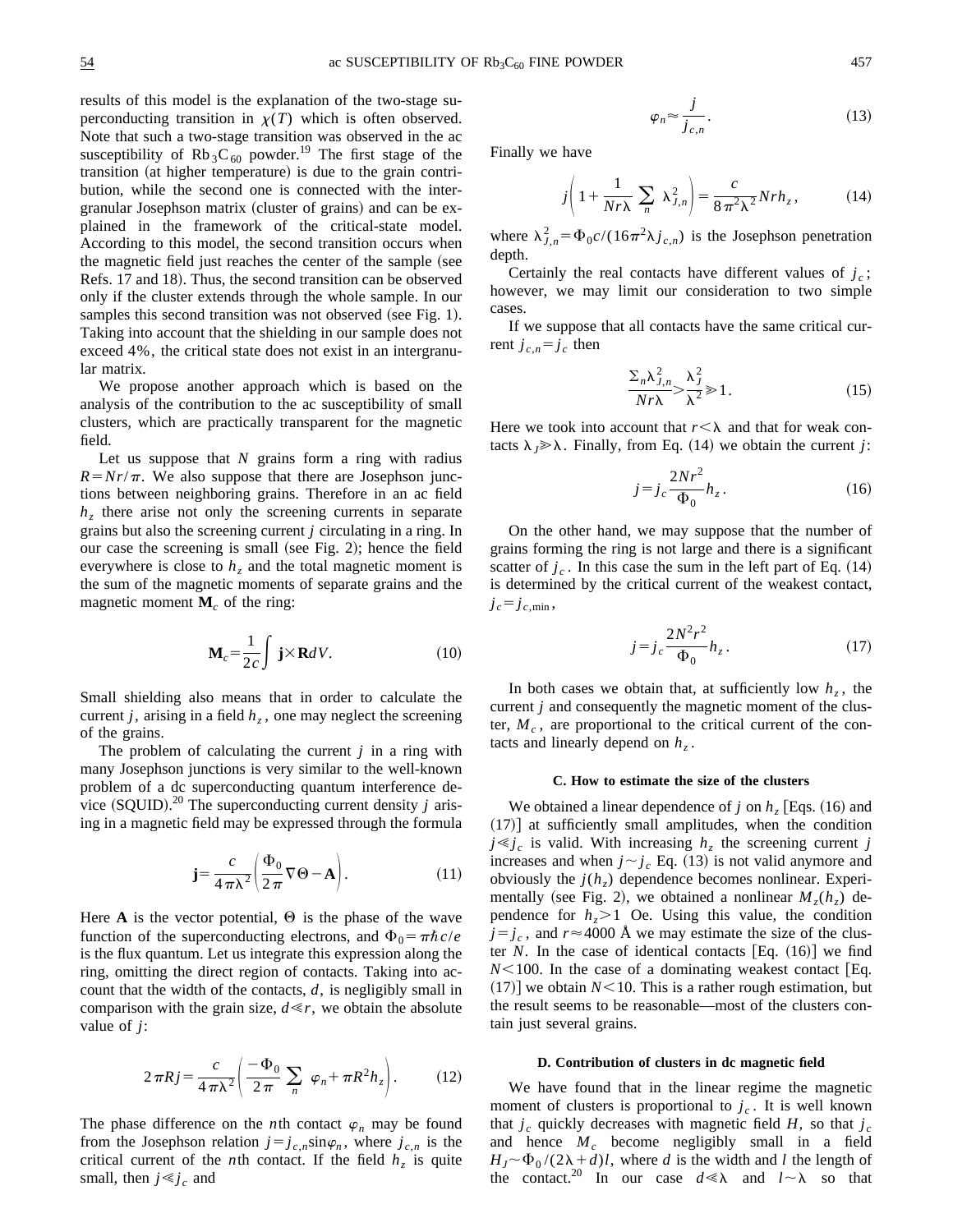results of this model is the explanation of the two-stage superconducting transition in $\chi(T)$ which is often observed. Note that such a two-stage transition was observed in the ac susceptibility of $Rb_3C_{60}$ powder.[19] The first stage of the transition (at higher temperature) is due to the grain contribution, while the second one is connected with the intergranular Josephson matrix (cluster of grains) and can be explained in the framework of the critical-state model. According to this model, the second transition occurs when the magnetic field just reaches the center of the sample (see Refs. 17 and 18). Thus, the second transition can be observed only if the cluster extends through the whole sample. In our samples this second transition was not observed (see Fig. 1). Taking into account that the shielding in our sample does not exceed 4%, the critical state does not exist in an intergranular matrix.

We propose another approach which is based on the analysis of the contribution to the ac susceptibility of small clusters, which are practically transparent for the magnetic field.

Let us suppose that $N$ grains form a ring with radius $R = Nr/\pi$. We also suppose that there are Josephson junctions between neighboring grains. Therefore in an ac field $h_z$ there arise not only the screening currents in separate grains but also the screening current $j$ circulating in a ring. In our case the screening is small (see Fig. 2); hence the field everywhere is close to $h_z$ and the total magnetic moment is the sum of the magnetic moments of separate grains and the magnetic moment $\mathbf{M}_c$ of the ring:

$$\mathbf{M}_c = \frac{1}{2c}\int \mathbf{j}\times\mathbf{R}dV. \tag{10}$$

Small shielding also means that in order to calculate the current $j$, arising in a field $h_z$, one may neglect the screening of the grains.

The problem of calculating the current $j$ in a ring with many Josephson junctions is very similar to the well-known problem of a dc superconducting quantum interference device (SQUID).[20] The superconducting current density $j$ arising in a magnetic field may be expressed through the formula

$$\mathbf{j} = \frac{c}{4\pi\lambda^2}\left(\frac{\Phi_0}{2\pi}\nabla\Theta - \mathbf{A}\right). \tag{11}$$

Here $\mathbf{A}$ is the vector potential, $\Theta$ is the phase of the wave function of the superconducting electrons, and $\Phi_0 = \pi\hbar c/e$ is the flux quantum. Let us integrate this expression along the ring, omitting the direct region of contacts. Taking into account that the width of the contacts, $d$, is negligibly small in comparison with the grain size, $d \ll r$, we obtain the absolute value of $j$:

$$2\pi Rj = \frac{c}{4\pi\lambda^2}\left(\frac{-\Phi_0}{2\pi}\sum_n \varphi_n + \pi R^2 h_z\right). \tag{12}$$

The phase difference on the $n$th contact $\varphi_n$ may be found from the Josephson relation $j = j_{c,n}\sin\varphi_n$, where $j_{c,n}$ is the critical current of the $n$th contact. If the field $h_z$ is quite small, then $j \ll j_c$ and

$$\varphi_n \approx \frac{j}{j_{c,n}}. \tag{13}$$

Finally we have

$$j\left(1 + \frac{1}{Nr\lambda}\sum_n \lambda_{J,n}^2\right) = \frac{c}{8\pi^2\lambda^2}Nrh_z, \tag{14}$$

where $\lambda_{J,n}^2 = \Phi_0 c/(16\pi^2\lambda j_{c,n})$ is the Josephson penetration depth.

Certainly the real contacts have different values of $j_c$; however, we may limit our consideration to two simple cases.

If we suppose that all contacts have the same critical current $j_{c,n} = j_c$ then

$$\frac{\Sigma_n \lambda_{J,n}^2}{Nr\lambda} > \frac{\lambda_J^2}{\lambda^2} \gg 1. \tag{15}$$

Here we took into account that $r < \lambda$ and that for weak contacts $\lambda_J \gg \lambda$. Finally, from Eq. (14) we obtain the current $j$:

$$j = j_c\frac{2Nr^2}{\Phi_0}h_z. \tag{16}$$

On the other hand, we may suppose that the number of grains forming the ring is not large and there is a significant scatter of $j_c$. In this case the sum in the left part of Eq. (14) is determined by the critical current of the weakest contact, $j_c = j_{c,\min}$,

$$j = j_c\frac{2N^2r^2}{\Phi_0}h_z. \tag{17}$$

In both cases we obtain that, at sufficiently low $h_z$, the current $j$ and consequently the magnetic moment of the cluster, $M_c$, are proportional to the critical current of the contacts and linearly depend on $h_z$.

### C. How to estimate the size of the clusters

We obtained a linear dependence of $j$ on $h_z$ [Eqs. (16) and (17)] at sufficiently small amplitudes, when the condition $j \ll j_c$ is valid. With increasing $h_z$ the screening current $j$ increases and when $j \sim j_c$ Eq. (13) is not valid anymore and obviously the $j(h_z)$ dependence becomes nonlinear. Experimentally (see Fig. 2), we obtained a nonlinear $M_z(h_z)$ dependence for $h_z > 1$ Oe. Using this value, the condition $j = j_c$, and $r \approx 4000$ Å we may estimate the size of the cluster $N$. In the case of identical contacts [Eq. (16)] we find $N < 100$. In the case of a dominating weakest contact [Eq. (17)] we obtain $N < 10$. This is a rather rough estimation, but the result seems to be reasonable—most of the clusters contain just several grains.

### D. Contribution of clusters in dc magnetic field

We have found that in the linear regime the magnetic moment of clusters is proportional to $j_c$. It is well known that $j_c$ quickly decreases with magnetic field $H$, so that $j_c$ and hence $M_c$ become negligibly small in a field $H_J \sim \Phi_0/(2\lambda + d)l$, where $d$ is the width and $l$ the length of the contact.[20] In our case $d \ll \lambda$ and $l \sim \lambda$ so that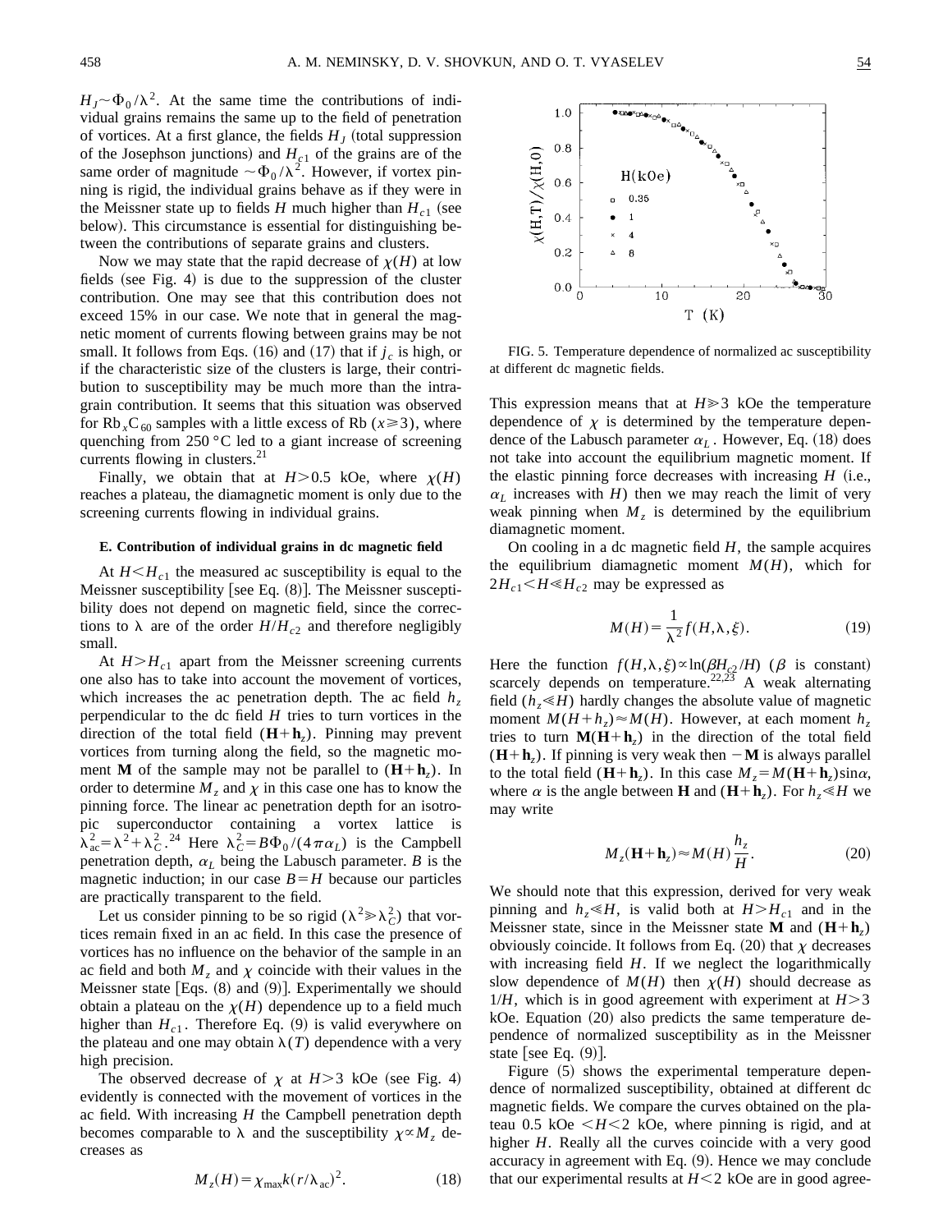$H_J \sim \Phi_0/\lambda^2$. At the same time the contributions of individual grains remains the same up to the field of penetration of vortices. At a first glance, the fields $H_J$ (total suppression of the Josephson junctions) and $H_{c1}$ of the grains are of the same order of magnitude $\sim \Phi_0/\lambda^2$. However, if vortex pinning is rigid, the individual grains behave as if they were in the Meissner state up to fields $H$ much higher than $H_{c1}$ (see below). This circumstance is essential for distinguishing between the contributions of separate grains and clusters.

Now we may state that the rapid decrease of $\chi(H)$ at low fields (see Fig. 4) is due to the suppression of the cluster contribution. One may see that this contribution does not exceed 15% in our case. We note that in general the magnetic moment of currents flowing between grains may be not small. It follows from Eqs. (16) and (17) that if $j_c$ is high, or if the characteristic size of the clusters is large, their contribution to susceptibility may be much more than the intragrain contribution. It seems that this situation was observed for $Rb_xC_{60}$ samples with a little excess of Rb $(x \geqslant 3)$, where quenching from 250 °C led to a giant increase of screening currents flowing in clusters.[21]

Finally, we obtain that at $H > 0.5$ kOe, where $\chi(H)$ reaches a plateau, the diamagnetic moment is only due to the screening currents flowing in individual grains.

### E. Contribution of individual grains in dc magnetic field

At $H < H_{c1}$ the measured ac susceptibility is equal to the Meissner susceptibility [see Eq. (8)]. The Meissner susceptibility does not depend on magnetic field, since the corrections to $\lambda$ are of the order $H/H_{c2}$ and therefore negligibly small.

At $H > H_{c1}$ apart from the Meissner screening currents one also has to take into account the movement of vortices, which increases the ac penetration depth. The ac field $h_z$ perpendicular to the dc field $H$ tries to turn vortices in the direction of the total field $(\mathbf{H}+\mathbf{h}_z)$. Pinning may prevent vortices from turning along the field, so the magnetic moment $\mathbf{M}$ of the sample may not be parallel to $(\mathbf{H}+\mathbf{h}_z)$. In order to determine $M_z$ and $\chi$ in this case one has to know the pinning force. The linear ac penetration depth for an isotropic superconductor containing a vortex lattice is $\lambda_{ac}^2 = \lambda^2 + \lambda_C^2$.[24] Here $\lambda_C^2 = B\Phi_0/(4\pi\alpha_L)$ is the Campbell penetration depth, $\alpha_L$ being the Labusch parameter. $B$ is the magnetic induction; in our case $B = H$ because our particles are practically transparent to the field.

Let us consider pinning to be so rigid $(\lambda^2 \gg \lambda_C^2)$ that vortices remain fixed in an ac field. In this case the presence of vortices has no influence on the behavior of the sample in an ac field and both $M_z$ and $\chi$ coincide with their values in the Meissner state [Eqs. (8) and (9)]. Experimentally we should obtain a plateau on the $\chi(H)$ dependence up to a field much higher than $H_{c1}$. Therefore Eq. (9) is valid everywhere on the plateau and one may obtain $\lambda(T)$ dependence with a very high precision.

The observed decrease of $\chi$ at $H > 3$ kOe (see Fig. 4) evidently is connected with the movement of vortices in the ac field. With increasing $H$ the Campbell penetration depth becomes comparable to $\lambda$ and the susceptibility $\chi \propto M_z$ decreases as

$$M_z(H) = \chi_{max} k (r/\lambda_{ac})^2. \tag{18}$$

FIG. 5. Temperature dependence of normalized ac susceptibility at different dc magnetic fields.

This expression means that at $H \geqslant 3$ kOe the temperature dependence of $\chi$ is determined by the temperature dependence of the Labusch parameter $\alpha_L$. However, Eq. (18) does not take into account the equilibrium magnetic moment. If the elastic pinning force decreases with increasing $H$ (i.e., $\alpha_L$ increases with $H$) then we may reach the limit of very weak pinning when $M_z$ is determined by the equilibrium diamagnetic moment.

On cooling in a dc magnetic field $H$, the sample acquires the equilibrium diamagnetic moment $M(H)$, which for $2H_{c1} < H \ll H_{c2}$ may be expressed as

$$M(H) = \frac{1}{\lambda^2} f(H, \lambda, \xi). \tag{19}$$

Here the function $f(H,\lambda,\xi) \propto \ln(\beta H_{c2}/H)$ ($\beta$ is constant) scarcely depends on temperature.[22,23] A weak alternating field $(h_z \ll H)$ hardly changes the absolute value of magnetic moment $M(H+h_z) \approx M(H)$. However, at each moment $h_z$ tries to turn $\mathbf{M}(\mathbf{H}+\mathbf{h}_z)$ in the direction of the total field $(\mathbf{H}+\mathbf{h}_z)$. If pinning is very weak then $-\mathbf{M}$ is always parallel to the total field $(\mathbf{H}+\mathbf{h}_z)$. In this case $M_z = M(\mathbf{H}+\mathbf{h}_z)\sin\alpha$, where $\alpha$ is the angle between $\mathbf{H}$ and $(\mathbf{H}+\mathbf{h}_z)$. For $h_z \ll H$ we may write

$$M_z(\mathbf{H}+\mathbf{h}_z) \approx M(H)\frac{h_z}{H}. \tag{20}$$

We should note that this expression, derived for very weak pinning and $h_z \ll H$, is valid both at $H > H_{c1}$ and in the Meissner state, since in the Meissner state $\mathbf{M}$ and $(\mathbf{H}+\mathbf{h}_z)$ obviously coincide. It follows from Eq. (20) that $\chi$ decreases with increasing field $H$. If we neglect the logarithmically slow dependence of $M(H)$ then $\chi(H)$ should decrease as $1/H$, which is in good agreement with experiment at $H > 3$ kOe. Equation (20) also predicts the same temperature dependence of normalized susceptibility as in the Meissner state [see Eq. (9)].

Figure (5) shows the experimental temperature dependence of normalized susceptibility, obtained at different dc magnetic fields. We compare the curves obtained on the plateau 0.5 kOe $< H <$ 2 kOe, where pinning is rigid, and at higher $H$. Really all the curves coincide with a very good accuracy in agreement with Eq. (9). Hence we may conclude that our experimental results at $H < 2$ kOe are in good agree-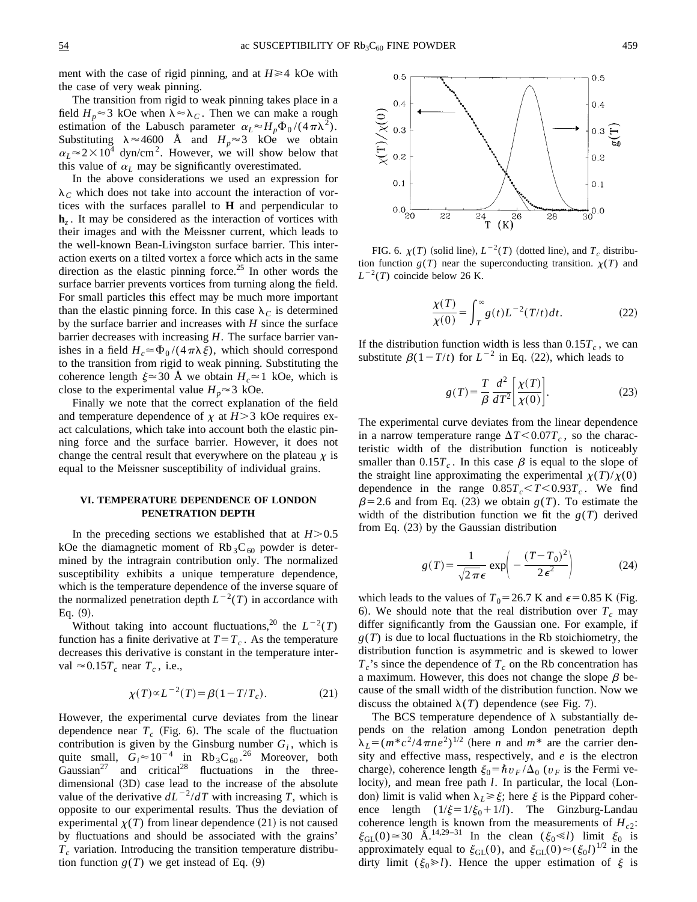ment with the case of rigid pinning, and at $H \geqslant 4$ kOe with the case of very weak pinning.

The transition from rigid to weak pinning takes place in a field $H_p \approx 3$ kOe when $\lambda \approx \lambda_C$. Then we can make a rough estimation of the Labusch parameter $\alpha_L \approx H_p \Phi_0/(4\pi\lambda^2)$. Substituting $\lambda \approx 4600$ Å and $H_p \approx 3$ kOe we obtain $\alpha_L \approx 2 \times 10^4$ dyn/cm$^2$. However, we will show below that this value of $\alpha_L$ may be significantly overestimated.

In the above considerations we used an expression for $\lambda_C$ which does not take into account the interaction of vortices with the surfaces parallel to **H** and perpendicular to $\mathbf{h}_z$. It may be considered as the interaction of vortices with their images and with the Meissner current, which leads to the well-known Bean-Livingston surface barrier. This interaction exerts on a tilted vortex a force which acts in the same direction as the elastic pinning force.[25] In other words the surface barrier prevents vortices from turning along the field. For small particles this effect may be much more important than the elastic pinning force. In this case $\lambda_C$ is determined by the surface barrier and increases with $H$ since the surface barrier decreases with increasing $H$. The surface barrier vanishes in a field $H_c \simeq \Phi_0/(4\pi\lambda\xi)$, which should correspond to the transition from rigid to weak pinning. Substituting the coherence length $\xi \approx 30$ Å we obtain $H_c \simeq 1$ kOe, which is close to the experimental value $H_p \approx 3$ kOe.

Finally we note that the correct explanation of the field and temperature dependence of $\chi$ at $H > 3$ kOe requires exact calculations, which take into account both the elastic pinning force and the surface barrier. However, it does not change the central result that everywhere on the plateau $\chi$ is equal to the Meissner susceptibility of individual grains.

## VI. TEMPERATURE DEPENDENCE OF LONDON PENETRATION DEPTH

In the preceding sections we established that at $H > 0.5$ kOe the diamagnetic moment of $Rb_3C_{60}$ powder is determined by the intragrain contribution only. The normalized susceptibility exhibits a unique temperature dependence, which is the temperature dependence of the inverse square of the normalized penetration depth $L^{-2}(T)$ in accordance with Eq. (9).

Without taking into account fluctuations,[20] the $L^{-2}(T)$ function has a finite derivative at $T = T_c$. As the temperature decreases this derivative is constant in the temperature interval $\approx 0.15T_c$ near $T_c$, i.e.,

$$\chi(T) \propto L^{-2}(T) = \beta(1 - T/T_c). \tag{21}$$

However, the experimental curve deviates from the linear dependence near $T_c$ (Fig. 6). The scale of the fluctuation contribution is given by the Ginsburg number $G_i$, which is quite small, $G_i \approx 10^{-4}$ in $Rb_3C_{60}$.[26] Moreover, both Gaussian[27] and critical[28] fluctuations in the three-dimensional (3D) case lead to the increase of the absolute value of the derivative $dL^{-2}/dT$ with increasing $T$, which is opposite to our experimental results. Thus the deviation of experimental $\chi(T)$ from linear dependence (21) is not caused by fluctuations and should be associated with the grains' $T_c$ variation. Introducing the transition temperature distribution function $g(T)$ we get instead of Eq. (9)

FIG. 6. $\chi(T)$ (solid line), $L^{-2}(T)$ (dotted line), and $T_c$ distribution function $g(T)$ near the superconducting transition. $\chi(T)$ and $L^{-2}(T)$ coincide below 26 K.

$$\frac{\chi(T)}{\chi(0)} = \int_T^\infty g(t) L^{-2}(T/t)\, dt. \tag{22}$$

If the distribution function width is less than $0.15T_c$, we can substitute $\beta(1 - T/t)$ for $L^{-2}$ in Eq. (22), which leads to

$$g(T) = \frac{T}{\beta} \frac{d^2}{dT^2} \left[ \frac{\chi(T)}{\chi(0)} \right]. \tag{23}$$

The experimental curve deviates from the linear dependence in a narrow temperature range $\Delta T < 0.07T_c$, so the characteristic width of the distribution function is noticeably smaller than $0.15T_c$. In this case $\beta$ is equal to the slope of the straight line approximating the experimental $\chi(T)/\chi(0)$ dependence in the range $0.85T_c < T < 0.93T_c$. We find $\beta = 2.6$ and from Eq. (23) we obtain $g(T)$. To estimate the width of the distribution function we fit the $g(T)$ derived from Eq. (23) by the Gaussian distribution

$$g(T) = \frac{1}{\sqrt{2\pi}\epsilon} \exp\left( -\frac{(T - T_0)^2}{2\epsilon^2} \right) \tag{24}$$

which leads to the values of $T_0 = 26.7$ K and $\epsilon = 0.85$ K (Fig. 6). We should note that the real distribution over $T_c$ may differ significantly from the Gaussian one. For example, if $g(T)$ is due to local fluctuations in the Rb stoichiometry, the distribution function is asymmetric and is skewed to lower $T_c$'s since the dependence of $T_c$ on the Rb concentration has a maximum. However, this does not change the slope $\beta$ because of the small width of the distribution function. Now we discuss the obtained $\lambda(T)$ dependence (see Fig. 7).

The BCS temperature dependence of $\lambda$ substantially depends on the relation among London penetration depth $\lambda_L = (m^* c^2/4\pi n e^2)^{1/2}$ (here $n$ and $m^*$ are the carrier density and effective mass, respectively, and $e$ is the electron charge), coherence length $\xi_0 = \hbar v_F/\Delta_0$ ($v_F$ is the Fermi velocity), and mean free path $l$. In particular, the local (London) limit is valid when $\lambda_L \gg \xi$; here $\xi$ is the Pippard coherence length $(1/\xi = 1/\xi_0 + 1/l)$. The Ginzburg-Landau coherence length is known from the measurements of $H_{c2}$: $\xi_{\mathrm{GL}}(0) \simeq 30$ Å.[14,29–31] In the clean ($\xi_0 \ll l$) limit $\xi_0$ is approximately equal to $\xi_{\mathrm{GL}}(0)$, and $\xi_{\mathrm{GL}}(0) \approx (\xi_0 l)^{1/2}$ in the dirty limit ($\xi_0 \gg l$). Hence the upper estimation of $\xi$ is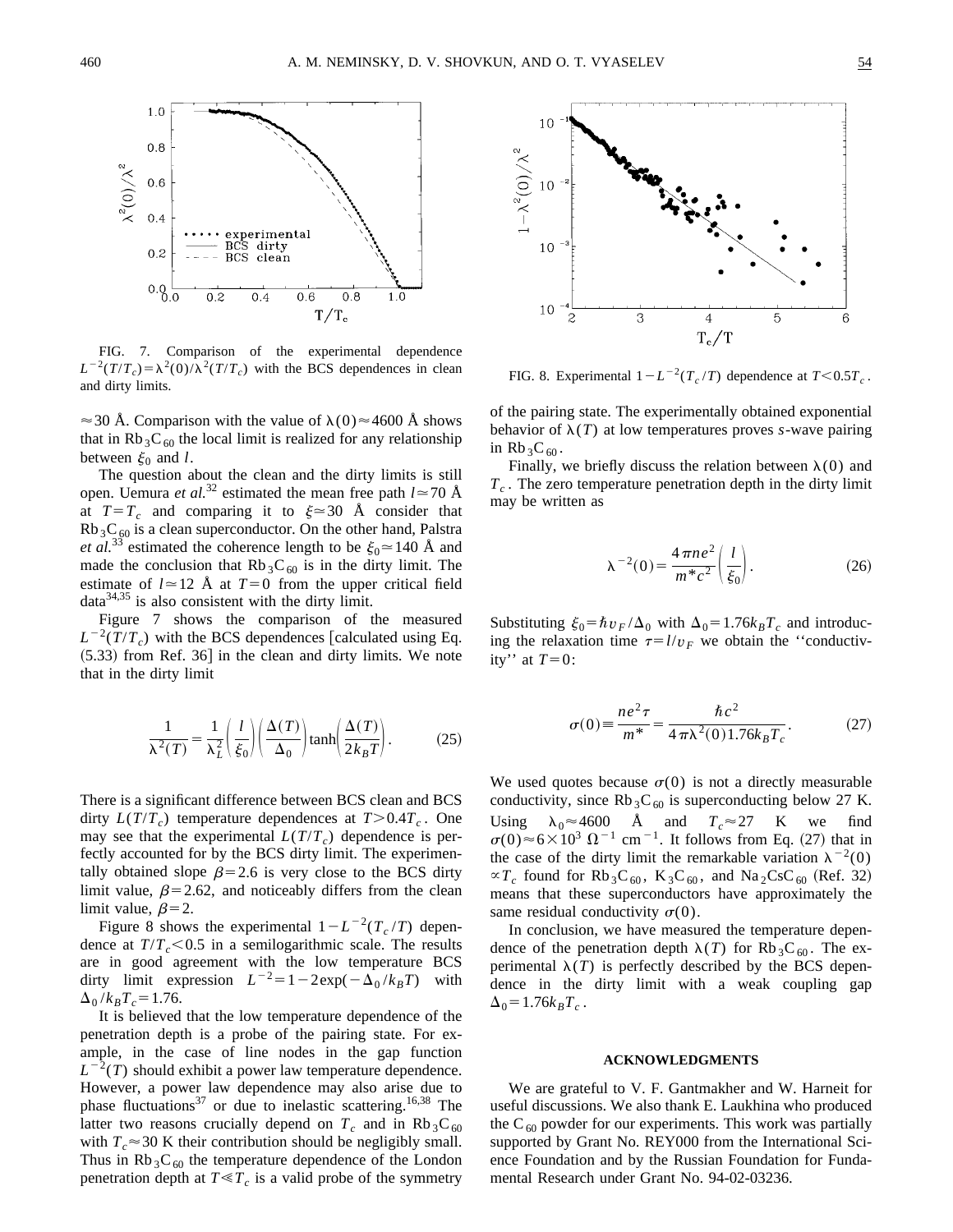FIG. 7. Comparison of the experimental dependence $L^{-2}(T/T_c)=\lambda^2(0)/\lambda^2(T/T_c)$ with the BCS dependences in clean and dirty limits.

FIG. 8. Experimental $1-L^{-2}(T_c/T)$ dependence at $T<0.5T_c$.

$\approx 30$ Å. Comparison with the value of $\lambda(0)\approx 4600$ Å shows that in $Rb_3C_{60}$ the local limit is realized for any relationship between $\xi_0$ and $l$.

The question about the clean and the dirty limits is still open. Uemura *et al.*[32] estimated the mean free path $l\simeq 70$ Å at $T=T_c$ and comparing it to $\xi\simeq 30$ Å consider that $Rb_3C_{60}$ is a clean superconductor. On the other hand, Palstra *et al.*[33] estimated the coherence length to be $\xi_0\simeq 140$ Å and made the conclusion that $Rb_3C_{60}$ is in the dirty limit. The estimate of $l\simeq 12$ Å at $T=0$ from the upper critical field data[34,35] is also consistent with the dirty limit.

Figure 7 shows the comparison of the measured $L^{-2}(T/T_c)$ with the BCS dependences [calculated using Eq. (5.33) from Ref. 36] in the clean and dirty limits. We note that in the dirty limit

$$\frac{1}{\lambda^2(T)}=\frac{1}{\lambda_L^2}\left(\frac{l}{\xi_0}\right)\left(\frac{\Delta(T)}{\Delta_0}\right)\tanh\left(\frac{\Delta(T)}{2k_BT}\right). \tag{25}$$

There is a significant difference between BCS clean and BCS dirty $L(T/T_c)$ temperature dependences at $T>0.4T_c$. One may see that the experimental $L(T/T_c)$ dependence is perfectly accounted for by the BCS dirty limit. The experimentally obtained slope $\beta=2.6$ is very close to the BCS dirty limit value, $\beta=2.62$, and noticeably differs from the clean limit value, $\beta=2$.

Figure 8 shows the experimental $1-L^{-2}(T_c/T)$ dependence at $T/T_c<0.5$ in a semilogarithmic scale. The results are in good agreement with the low temperature BCS dirty limit expression $L^{-2}=1-2\exp(-\Delta_0/k_BT)$ with $\Delta_0/k_BT_c=1.76$.

It is believed that the low temperature dependence of the penetration depth is a probe of the pairing state. For example, in the case of line nodes in the gap function $L^{-2}(T)$ should exhibit a power law temperature dependence. However, a power law dependence may also arise due to phase fluctuations[37] or due to inelastic scattering.[16,38] The latter two reasons crucially depend on $T_c$ and in $Rb_3C_{60}$ with $T_c\approx 30$ K their contribution should be negligibly small. Thus in $Rb_3C_{60}$ the temperature dependence of the London penetration depth at $T\ll T_c$ is a valid probe of the symmetry of the pairing state. The experimentally obtained exponential behavior of $\lambda(T)$ at low temperatures proves *s*-wave pairing in $Rb_3C_{60}$.

Finally, we briefly discuss the relation between $\lambda(0)$ and $T_c$. The zero temperature penetration depth in the dirty limit may be written as

$$\lambda^{-2}(0)=\frac{4\pi ne^2}{m^*c^2}\left(\frac{l}{\xi_0}\right). \tag{26}$$

Substituting $\xi_0=\hbar v_F/\Delta_0$ with $\Delta_0=1.76k_BT_c$ and introducing the relaxation time $\tau=l/v_F$ we obtain the "conductivity" at $T=0$:

$$\sigma(0)\equiv\frac{ne^2\tau}{m^*}=\frac{\hbar c^2}{4\pi\lambda^2(0)1.76k_BT_c}. \tag{27}$$

We used quotes because $\sigma(0)$ is not a directly measurable conductivity, since $Rb_3C_{60}$ is superconducting below 27 K. Using $\lambda_0\approx 4600$ Å and $T_c\approx 27$ K we find $\sigma(0)\approx 6\times 10^3\ \Omega^{-1}\ \mathrm{cm}^{-1}$. It follows from Eq. (27) that in the case of the dirty limit the remarkable variation $\lambda^{-2}(0)\propto T_c$ found for $Rb_3C_{60}$, $K_3C_{60}$, and $Na_2CsC_{60}$ (Ref. 32) means that these superconductors have approximately the same residual conductivity $\sigma(0)$.

In conclusion, we have measured the temperature dependence of the penetration depth $\lambda(T)$ for $Rb_3C_{60}$. The experimental $\lambda(T)$ is perfectly described by the BCS dependence in the dirty limit with a weak coupling gap $\Delta_0=1.76k_BT_c$.

## ACKNOWLEDGMENTS

We are grateful to V. F. Gantmakher and W. Harneit for useful discussions. We also thank E. Laukhina who produced the $C_{60}$ powder for our experiments. This work was partially supported by Grant No. REY000 from the International Science Foundation and by the Russian Foundation for Fundamental Research under Grant No. 94-02-03236.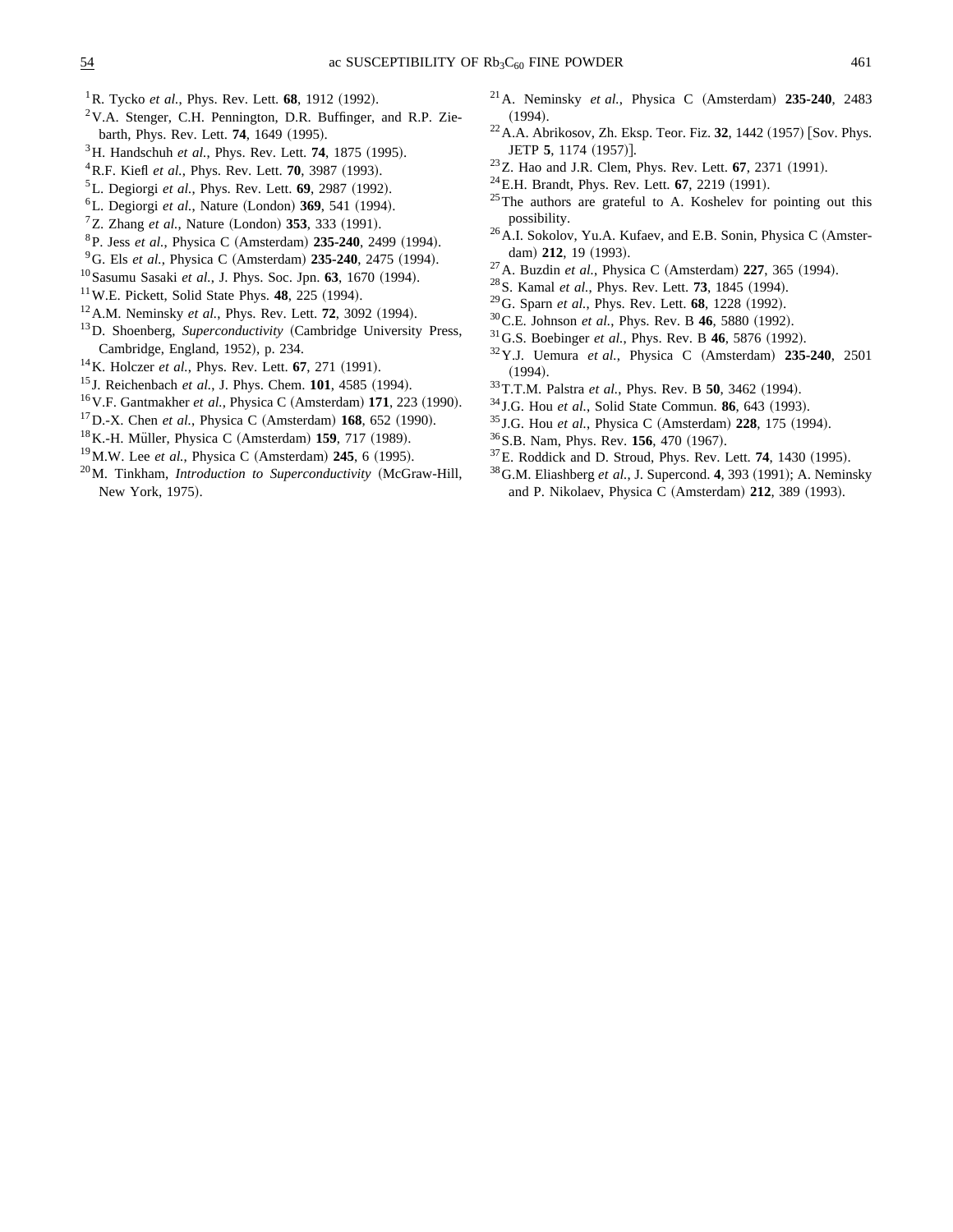[1] R. Tycko *et al.*, Phys. Rev. Lett. **68**, 1912 (1992).

[2] V.A. Stenger, C.H. Pennington, D.R. Buffinger, and R.P. Ziebarth, Phys. Rev. Lett. **74**, 1649 (1995).

[3] H. Handschuh *et al.*, Phys. Rev. Lett. **74**, 1875 (1995).

[4] R.F. Kiefl *et al.*, Phys. Rev. Lett. **70**, 3987 (1993).

[5] L. Degiorgi *et al.*, Phys. Rev. Lett. **69**, 2987 (1992).

[6] L. Degiorgi *et al.*, Nature (London) **369**, 541 (1994).

[7] Z. Zhang *et al.*, Nature (London) **353**, 333 (1991).

[8] P. Jess *et al.*, Physica C (Amsterdam) **235-240**, 2499 (1994).

[9] G. Els *et al.*, Physica C (Amsterdam) **235-240**, 2475 (1994).

[10] Sasumu Sasaki *et al.*, J. Phys. Soc. Jpn. **63**, 1670 (1994).

[11] W.E. Pickett, Solid State Phys. **48**, 225 (1994).

[12] A.M. Neminsky *et al.*, Phys. Rev. Lett. **72**, 3092 (1994).

[13] D. Shoenberg, *Superconductivity* (Cambridge University Press, Cambridge, England, 1952), p. 234.

[14] K. Holczer *et al.*, Phys. Rev. Lett. **67**, 271 (1991).

[15] J. Reichenbach *et al.*, J. Phys. Chem. **101**, 4585 (1994).

[16] V.F. Gantmakher *et al.*, Physica C (Amsterdam) **171**, 223 (1990).

[17] D.-X. Chen *et al.*, Physica C (Amsterdam) **168**, 652 (1990).

[18] K.-H. Müller, Physica C (Amsterdam) **159**, 717 (1989).

[19] M.W. Lee *et al.*, Physica C (Amsterdam) **245**, 6 (1995).

[20] M. Tinkham, *Introduction to Superconductivity* (McGraw-Hill, New York, 1975).

[21] A. Neminsky *et al.*, Physica C (Amsterdam) **235-240**, 2483 (1994).

[22] A.A. Abrikosov, Zh. Eksp. Teor. Fiz. **32**, 1442 (1957) [Sov. Phys. JETP **5**, 1174 (1957)].

[23] Z. Hao and J.R. Clem, Phys. Rev. Lett. **67**, 2371 (1991).

[24] E.H. Brandt, Phys. Rev. Lett. **67**, 2219 (1991).

[25] The authors are grateful to A. Koshelev for pointing out this possibility.

[26] A.I. Sokolov, Yu.A. Kufaev, and E.B. Sonin, Physica C (Amsterdam) **212**, 19 (1993).

[27] A. Buzdin *et al.*, Physica C (Amsterdam) **227**, 365 (1994).

[28] S. Kamal *et al.*, Phys. Rev. Lett. **73**, 1845 (1994).

[29] G. Sparn *et al.*, Phys. Rev. Lett. **68**, 1228 (1992).

[30] C.E. Johnson *et al.*, Phys. Rev. B **46**, 5880 (1992).

[31] G.S. Boebinger *et al.*, Phys. Rev. B **46**, 5876 (1992).

[32] Y.J. Uemura *et al.*, Physica C (Amsterdam) **235-240**, 2501 (1994).

[33] T.T.M. Palstra *et al.*, Phys. Rev. B **50**, 3462 (1994).

[34] J.G. Hou *et al.*, Solid State Commun. **86**, 643 (1993).

[35] J.G. Hou *et al.*, Physica C (Amsterdam) **228**, 175 (1994).

[36] S.B. Nam, Phys. Rev. **156**, 470 (1967).

[37] E. Roddick and D. Stroud, Phys. Rev. Lett. **74**, 1430 (1995).

[38] G.M. Eliashberg *et al.*, J. Supercond. **4**, 393 (1991); A. Neminsky and P. Nikolaev, Physica C (Amsterdam) **212**, 389 (1993).